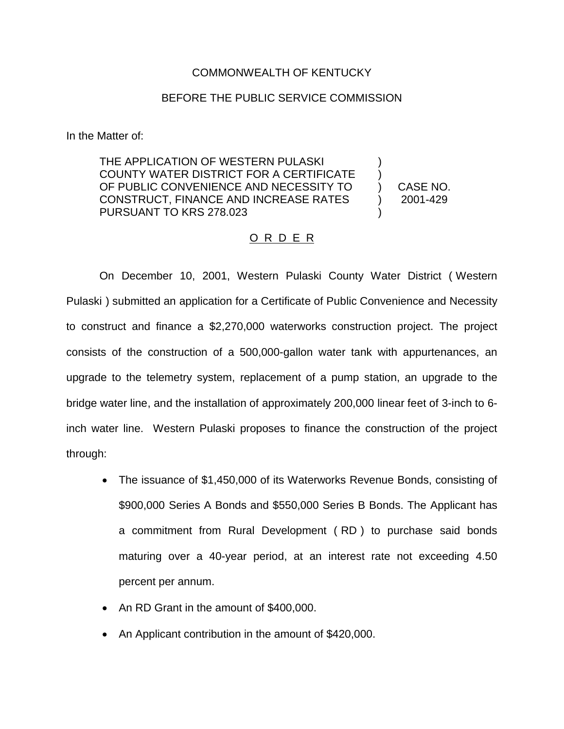COMMONWEALTH OF KENTUCKY

BEFORE THE PUBLIC SERVICE COMMISSION

In the Matter of:

| | | |
|---|---|---|
| THE APPLICATION OF WESTERN PULASKI COUNTY WATER DISTRICT FOR A CERTIFICATE OF PUBLIC CONVENIENCE AND NECESSITY TO CONSTRUCT, FINANCE AND INCREASE RATES PURSUANT TO KRS 278.023 | ) ) ) ) ) | CASE NO. 2001-429 |

O R D E R

On December 10, 2001, Western Pulaski County Water District ( Western Pulaski ) submitted an application for a Certificate of Public Convenience and Necessity to construct and finance a $2,270,000 waterworks construction project. The project consists of the construction of a 500,000-gallon water tank with appurtenances, an upgrade to the telemetry system, replacement of a pump station, an upgrade to the bridge water line, and the installation of approximately 200,000 linear feet of 3-inch to 6-inch water line. Western Pulaski proposes to finance the construction of the project through:

- The issuance of $1,450,000 of its Waterworks Revenue Bonds, consisting of $900,000 Series A Bonds and $550,000 Series B Bonds. The Applicant has a commitment from Rural Development ( RD ) to purchase said bonds maturing over a 40-year period, at an interest rate not exceeding 4.50 percent per annum.
- An RD Grant in the amount of $400,000.
- An Applicant contribution in the amount of $420,000.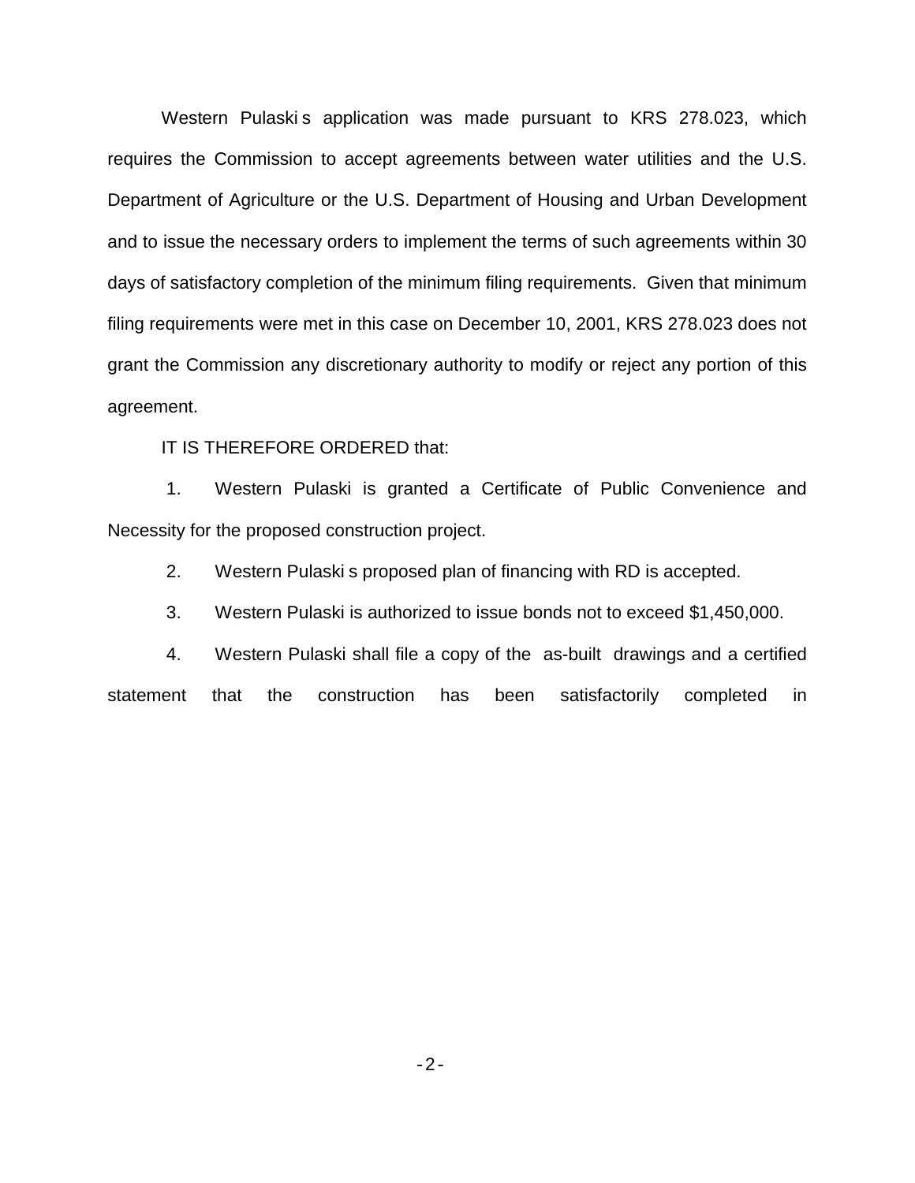Western Pulaski s application was made pursuant to KRS 278.023, which requires the Commission to accept agreements between water utilities and the U.S. Department of Agriculture or the U.S. Department of Housing and Urban Development and to issue the necessary orders to implement the terms of such agreements within 30 days of satisfactory completion of the minimum filing requirements. Given that minimum filing requirements were met in this case on December 10, 2001, KRS 278.023 does not grant the Commission any discretionary authority to modify or reject any portion of this agreement.

IT IS THEREFORE ORDERED that:

1. Western Pulaski is granted a Certificate of Public Convenience and Necessity for the proposed construction project.

2. Western Pulaski s proposed plan of financing with RD is accepted.

3. Western Pulaski is authorized to issue bonds not to exceed $1,450,000.

4. Western Pulaski shall file a copy of the as-built drawings and a certified statement that the construction has been satisfactorily completed in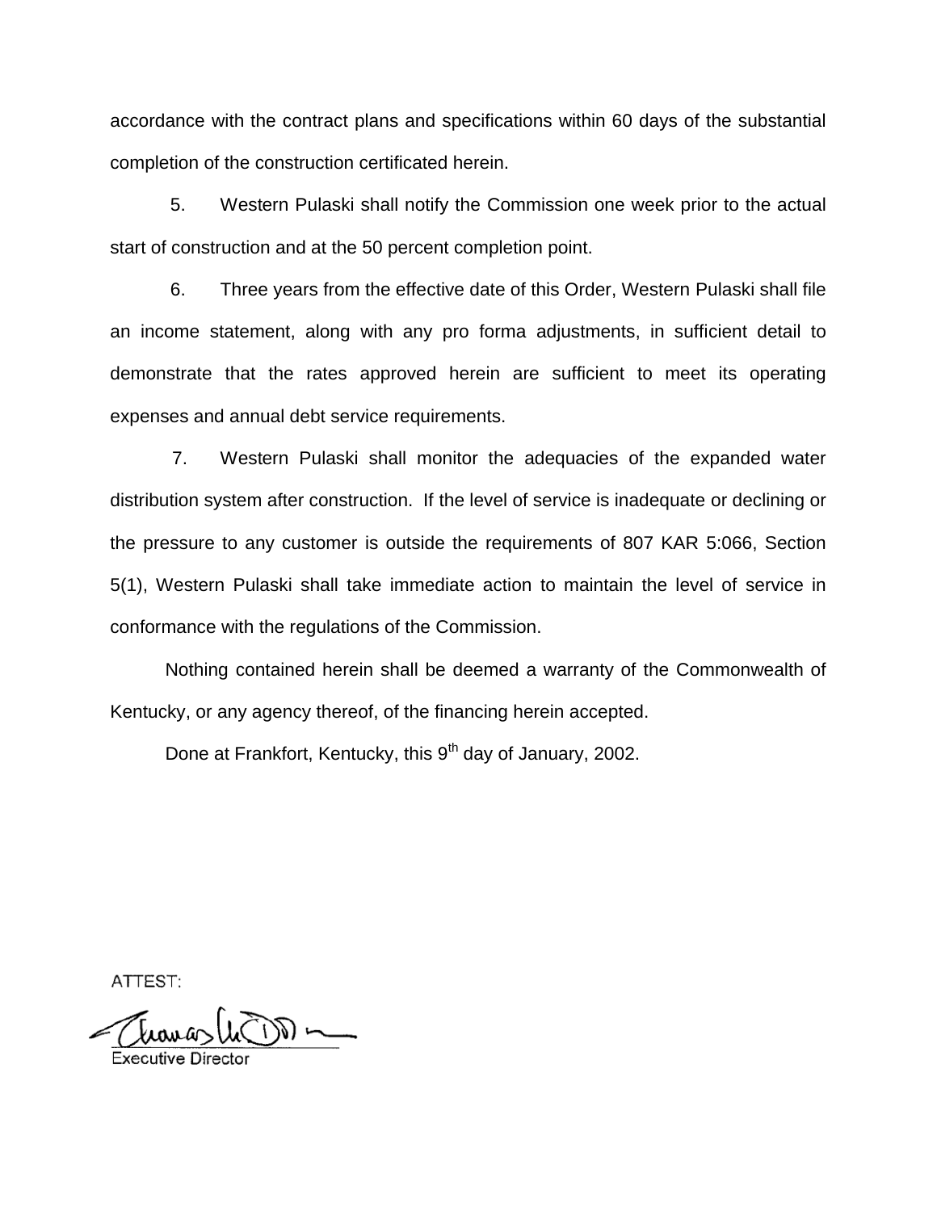accordance with the contract plans and specifications within 60 days of the substantial completion of the construction certificated herein.

5. Western Pulaski shall notify the Commission one week prior to the actual start of construction and at the 50 percent completion point.

6. Three years from the effective date of this Order, Western Pulaski shall file an income statement, along with any pro forma adjustments, in sufficient detail to demonstrate that the rates approved herein are sufficient to meet its operating expenses and annual debt service requirements.

7. Western Pulaski shall monitor the adequacies of the expanded water distribution system after construction. If the level of service is inadequate or declining or the pressure to any customer is outside the requirements of 807 KAR 5:066, Section 5(1), Western Pulaski shall take immediate action to maintain the level of service in conformance with the regulations of the Commission.

Nothing contained herein shall be deemed a warranty of the Commonwealth of Kentucky, or any agency thereof, of the financing herein accepted.

Done at Frankfort, Kentucky, this 9th day of January, 2002.

ATTEST:

Executive Director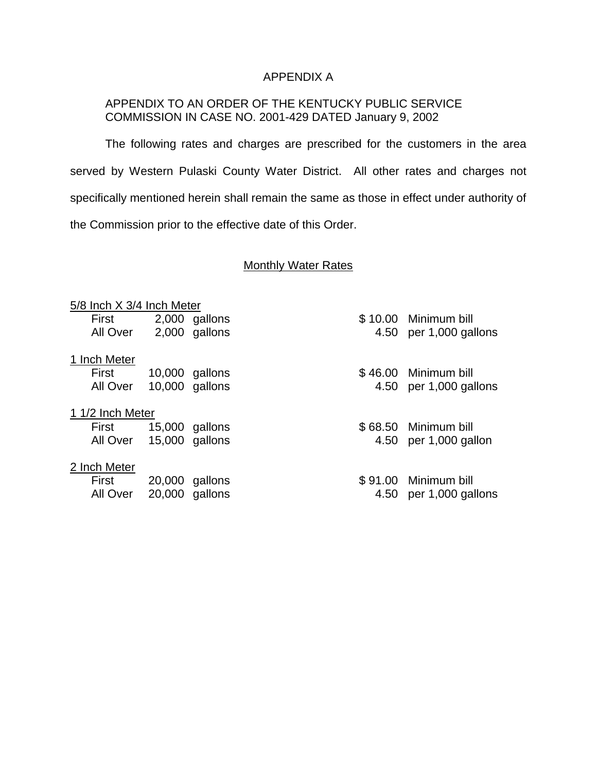# APPENDIX A

APPENDIX TO AN ORDER OF THE KENTUCKY PUBLIC SERVICE COMMISSION IN CASE NO. 2001-429 DATED January 9, 2002

The following rates and charges are prescribed for the customers in the area served by Western Pulaski County Water District. All other rates and charges not specifically mentioned herein shall remain the same as those in effect under authority of the Commission prior to the effective date of this Order.

## Monthly Water Rates

| | | | |
|---|---|---|---|
| 5/8 Inch X 3/4 Inch Meter | | | |
| First | 2,000 gallons | $ 10.00 | Minimum bill |
| All Over | 2,000 gallons | 4.50 | per 1,000 gallons |
| 1 Inch Meter | | | |
| First | 10,000 gallons | $ 46.00 | Minimum bill |
| All Over | 10,000 gallons | 4.50 | per 1,000 gallons |
| 1 1/2 Inch Meter | | | |
| First | 15,000 gallons | $ 68.50 | Minimum bill |
| All Over | 15,000 gallons | 4.50 | per 1,000 gallon |
| 2 Inch Meter | | | |
| First | 20,000 gallons | $ 91.00 | Minimum bill |
| All Over | 20,000 gallons | 4.50 | per 1,000 gallons |